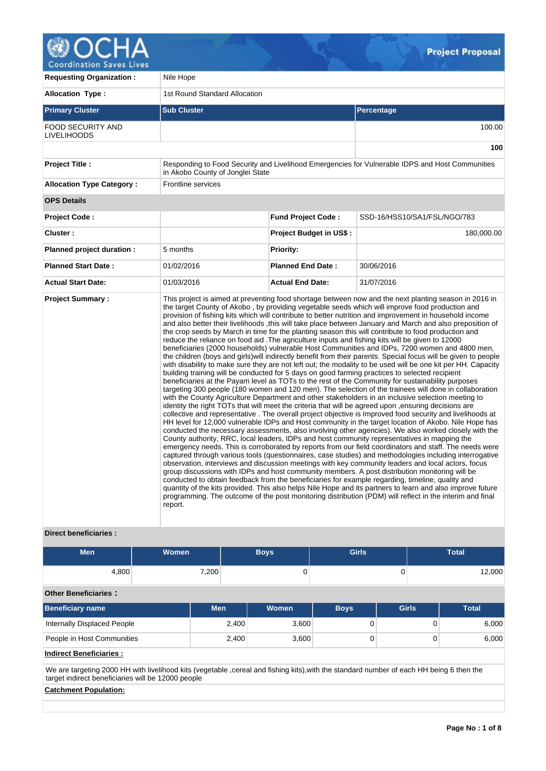# Project Proposal

| | | | |
|---|---|---|---|
| **Requesting Organization :** | Nile Hope | | |
| **Allocation Type :** | 1st Round Standard Allocation | | |

| Primary Cluster | Sub Cluster | Percentage |
|---|---|---|
| FOOD SECURITY AND LIVELIHOODS | | 100.00 |
| | | **100** |

| | | | |
|---|---|---|---|
| **Project Title :** | Responding to Food Security and Livelihood Emergencies for Vulnerable IDPS and Host Communities in Akobo County of Jonglei State | | |
| **Allocation Type Category :** | Frontline services | | |
| **OPS Details** | | | |
| **Project Code :** | | **Fund Project Code :** | SSD-16/HSS10/SA1/FSL/NGO/783 |
| **Cluster :** | | **Project Budget in US$ :** | 180,000.00 |
| **Planned project duration :** | 5 months | **Priority:** | |
| **Planned Start Date :** | 01/02/2016 | **Planned End Date :** | 30/06/2016 |
| **Actual Start Date:** | 01/03/2016 | **Actual End Date:** | 31/07/2016 |

**Project Summary :**

This project is aimed at preventing food shortage between now and the next planting season in 2016 in the target County of Akobo , by providing vegetable seeds which will improve food production and provision of fishing kits which will contribute to better nutrition and improvement in household income and also better their livelihoods ,this will take place between January and March and also preposition of the crop seeds by March in time for the planting season this will contribute to food production and reduce the reliance on food aid .The agriculture inputs and fishing kits will be given to 12000 beneficiaries (2000 households) vulnerable Host Communities and IDPs, 7200 women and 4800 men, the children (boys and girls)will indirectly benefit from their parents. Special focus will be given to people with disability to make sure they are not left out; the modality to be used will be one kit per HH. Capacity building training will be conducted for 5 days on good farming practices to selected recipient beneficiaries at the Payam level as TOTs to the rest of the Community for sustainability purposes targeting 300 people (180 women and 120 men). The selection of the trainees will done in collaboration with the County Agriculture Department and other stakeholders in an inclusive selection meeting to identity the right TOTs that will meet the criteria that will be agreed upon ,ensuring decisions are collective and representative . The overall project objective is Improved food security and livelihoods at HH level for 12,000 vulnerable IDPs and Host community in the target location of Akobo. Nile Hope has conducted the necessary assessments, also involving other agencies). We also worked closely with the County authority, RRC, local leaders, IDPs and host community representatives in mapping the emergency needs. This is corroborated by reports from our field coordinators and staff. The needs were captured through various tools (questionnaires, case studies) and methodologies including interrogative observation, interviews and discussion meetings with key community leaders and local actors, focus group discussions with IDPs and host community members. A post distribution monitoring will be conducted to obtain feedback from the beneficiaries for example regarding, timeline, quality and quantity of the kits provided. This also helps Nile Hope and its partners to learn and also improve future programming. The outcome of the post monitoring distribution (PDM) will reflect in the interim and final report.

**Direct beneficiaries :**

| Men | Women | Boys | Girls | Total |
|---|---|---|---|---|
| 4,800 | 7,200 | 0 | 0 | 12,000 |

**Other Beneficiaries :**

| Beneficiary name | Men | Women | Boys | Girls | Total |
|---|---|---|---|---|---|
| Internally Displaced People | 2,400 | 3,600 | 0 | 0 | 6,000 |
| People in Host Communities | 2,400 | 3,600 | 0 | 0 | 6,000 |

**Indirect Beneficiaries :**

We are targeting 2000 HH with livelihood kits (vegetable ,cereal and fishing kits),with the standard number of each HH being 6 then the target indirect beneficiaries will be 12000 people

**Catchment Population:**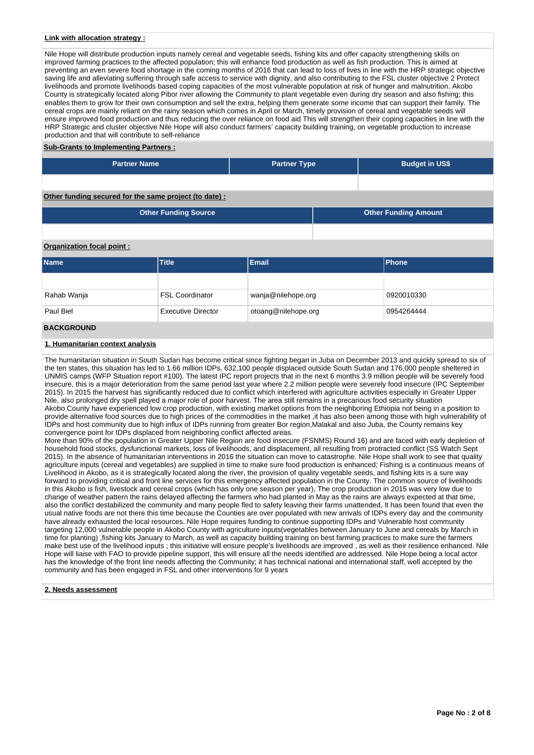**Link with allocation strategy :**

Nile Hope will distribute production inputs namely cereal and vegetable seeds, fishing kits and offer capacity strengthening skills on improved farming practices to the affected population; this will enhance food production as well as fish production. This is aimed at preventing an even severe food shortage in the coming months of 2016 that can lead to loss of lives in line with the HRP strategic objective saving life and alleviating suffering through safe access to service with dignity, and also contributing to the FSL cluster objective 2 Protect livelihoods and promote livelihoods based coping capacities of the most vulnerable population at risk of hunger and malnutrition. Akobo County is strategically located along Pibor river allowing the Community to plant vegetable even during dry season and also fishing; this enables them to grow for their own consumption and sell the extra, helping them generate some income that can support their family. The cereal crops are mainly reliant on the rainy season which comes in April or March, timely provision of cereal and vegetable seeds will ensure improved food production and thus reducing the over reliance on food aid This will strengthen their coping capacities in line with the HRP Strategic and cluster objective Nile Hope will also conduct farmers' capacity building training, on vegetable production to increase production and that will contribute to self-reliance

**Sub-Grants to Implementing Partners :**

| Partner Name | Partner Type | Budget in US$ |
|---|---|---|
| | | |

**Other funding secured for the same project (to date) :**

| Other Funding Source | Other Funding Amount |
|---|---|
| | |

**Organization focal point :**

| Name | Title | Email | Phone |
|---|---|---|---|
| | | | |
| Rahab Wanja | FSL Coordinator | wanja@nilehope.org | 0920010330 |
| Paul Biel | Executive Director | otoang@nilehope.org | 0954264444 |

## BACKGROUND

### 1. Humanitarian context analysis

The humanitarian situation in South Sudan has become critical since fighting began in Juba on December 2013 and quickly spread to six of the ten states, this situation has led to 1.66 million IDPs, 632,100 people displaced outside South Sudan and 176,000 people sheltered in UNMIS camps (WFP Situation report #100). The latest IPC report projects that in the next 6 months 3.9 million people will be severely food insecure, this is a major deterioration from the same period last year where 2.2 million people were severely food insecure (IPC September 2015). In 2015 the harvest has significantly reduced due to conflict which interfered with agriculture activities especially in Greater Upper Nile, also prolonged dry spell played a major role of poor harvest. The area still remains in a precarious food security situation
Akobo County have experienced low crop production, with existing market options from the neighboring Ethiopia not being in a position to provide alternative food sources due to high prices of the commodities in the market ,it has also been among those with high vulnerability of IDPs and host community due to high influx of IDPs running from greater Bor region,Malakal and also Juba, the County remains key convergence point for IDPs displaced from neighboring conflict affected areas.
More than 90% of the population in Greater Upper Nile Region are food insecure (FSNMS) Round 16) and are faced with early depletion of household food stocks, dysfunctional markets, loss of livelihoods, and displacement, all resulting from protracted conflict (SS Watch Sept 2015). In the absence of humanitarian interventions in 2016 the situation can move to catastrophe. Nile Hope shall work to see that quality agriculture inputs (cereal and vegetables) are supplied in time to make sure food production is enhanced; Fishing is a continuous means of Livelihood in Akobo, as it is strategically located along the river, the provision of quality vegetable seeds, and fishing kits is a sure way forward to providing critical and front line services for this emergency affected population in the County. The common source of livelihoods in this Akobo is fish, livestock and cereal crops (which has only one season per year), The crop production in 2015 was very low due to change of weather pattern the rains delayed affecting the farmers who had planted in May as the rains are always expected at that time, also the conflict destabilized the community and many people fled to safety leaving their farms unattended, It has been found that even the usual native foods are not there this time because the Counties are over populated with new arrivals of IDPs every day and the community have already exhausted the local resources. Nile Hope requires funding to continue supporting IDPs and Vulnerable host community targeting 12,000 vulnerable people in Akobo County with agriculture inputs(vegetables between January to June and cereals by March in time for planting) ,fishing kits January to March, as well as capacity building training on best farming practices to make sure the farmers make best use of the livelihood inputs ; this initiative will ensure people's livelihoods are improved , as well as their resilience enhanced. Nile Hope will liaise with FAO to provide pipeline support, this will ensure all the needs identified are addressed. Nile Hope being a local actor has the knowledge of the front line needs affecting the Community; it has technical national and international staff, well accepted by the community and has been engaged in FSL and other interventions for 9 years

### 2. Needs assessment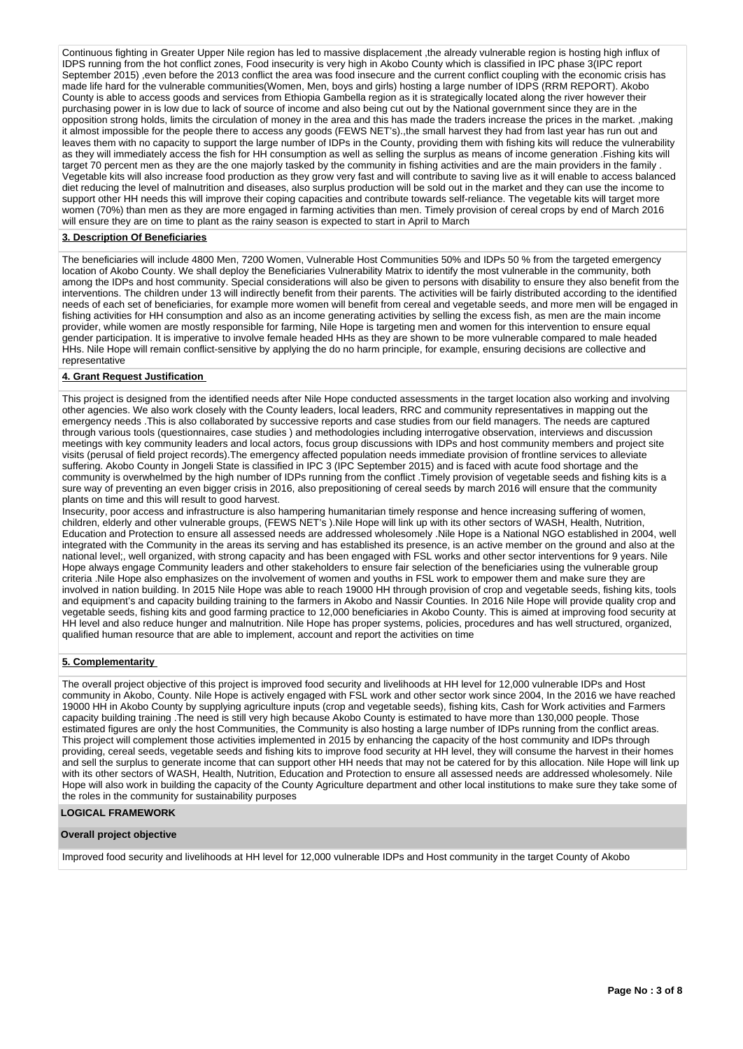Continuous fighting in Greater Upper Nile region has led to massive displacement ,the already vulnerable region is hosting high influx of IDPS running from the hot conflict zones, Food insecurity is very high in Akobo County which is classified in IPC phase 3(IPC report September 2015) ,even before the 2013 conflict the area was food insecure and the current conflict coupling with the economic crisis has made life hard for the vulnerable communities(Women, Men, boys and girls) hosting a large number of IDPS (RRM REPORT). Akobo County is able to access goods and services from Ethiopia Gambella region as it is strategically located along the river however their purchasing power in is low due to lack of source of income and also being cut out by the National government since they are in the opposition strong holds, limits the circulation of money in the area and this has made the traders increase the prices in the market. ,making it almost impossible for the people there to access any goods (FEWS NET's).,the small harvest they had from last year has run out and leaves them with no capacity to support the large number of IDPs in the County, providing them with fishing kits will reduce the vulnerability as they will immediately access the fish for HH consumption as well as selling the surplus as means of income generation .Fishing kits will target 70 percent men as they are the one majorly tasked by the community in fishing activities and are the main providers in the family . Vegetable kits will also increase food production as they grow very fast and will contribute to saving live as it will enable to access balanced diet reducing the level of malnutrition and diseases, also surplus production will be sold out in the market and they can use the income to support other HH needs this will improve their coping capacities and contribute towards self-reliance. The vegetable kits will target more women (70%) than men as they are more engaged in farming activities than men. Timely provision of cereal crops by end of March 2016 will ensure they are on time to plant as the rainy season is expected to start in April to March

**3. Description Of Beneficiaries**

The beneficiaries will include 4800 Men, 7200 Women, Vulnerable Host Communities 50% and IDPs 50 % from the targeted emergency location of Akobo County. We shall deploy the Beneficiaries Vulnerability Matrix to identify the most vulnerable in the community, both among the IDPs and host community. Special considerations will also be given to persons with disability to ensure they also benefit from the interventions. The children under 13 will indirectly benefit from their parents. The activities will be fairly distributed according to the identified needs of each set of beneficiaries, for example more women will benefit from cereal and vegetable seeds, and more men will be engaged in fishing activities for HH consumption and also as an income generating activities by selling the excess fish, as men are the main income provider, while women are mostly responsible for farming, Nile Hope is targeting men and women for this intervention to ensure equal gender participation. It is imperative to involve female headed HHs as they are shown to be more vulnerable compared to male headed HHs. Nile Hope will remain conflict-sensitive by applying the do no harm principle, for example, ensuring decisions are collective and representative

**4. Grant Request Justification**

This project is designed from the identified needs after Nile Hope conducted assessments in the target location also working and involving other agencies. We also work closely with the County leaders, local leaders, RRC and community representatives in mapping out the emergency needs .This is also collaborated by successive reports and case studies from our field managers. The needs are captured through various tools (questionnaires, case studies ) and methodologies including interrogative observation, interviews and discussion meetings with key community leaders and local actors, focus group discussions with IDPs and host community members and project site visits (perusal of field project records).The emergency affected population needs immediate provision of frontline services to alleviate suffering. Akobo County in Jongeli State is classified in IPC 3 (IPC September 2015) and is faced with acute food shortage and the community is overwhelmed by the high number of IDPs running from the conflict .Timely provision of vegetable seeds and fishing kits is a sure way of preventing an even bigger crisis in 2016, also prepositioning of cereal seeds by march 2016 will ensure that the community plants on time and this will result to good harvest.

Insecurity, poor access and infrastructure is also hampering humanitarian timely response and hence increasing suffering of women, children, elderly and other vulnerable groups, (FEWS NET's ).Nile Hope will link up with its other sectors of WASH, Health, Nutrition, Education and Protection to ensure all assessed needs are addressed wholesomely .Nile Hope is a National NGO established in 2004, well integrated with the Community in the areas its serving and has established its presence, is an active member on the ground and also at the national level;, well organized, with strong capacity and has been engaged with FSL works and other sector interventions for 9 years. Nile Hope always engage Community leaders and other stakeholders to ensure fair selection of the beneficiaries using the vulnerable group criteria .Nile Hope also emphasizes on the involvement of women and youths in FSL work to empower them and make sure they are involved in nation building. In 2015 Nile Hope was able to reach 19000 HH through provision of crop and vegetable seeds, fishing kits, tools and equipment's and capacity building training to the farmers in Akobo and Nassir Counties. In 2016 Nile Hope will provide quality crop and vegetable seeds, fishing kits and good farming practice to 12,000 beneficiaries in Akobo County. This is aimed at improving food security at HH level and also reduce hunger and malnutrition. Nile Hope has proper systems, policies, procedures and has well structured, organized, qualified human resource that are able to implement, account and report the activities on time

**5. Complementarity**

The overall project objective of this project is improved food security and livelihoods at HH level for 12,000 vulnerable IDPs and Host community in Akobo, County. Nile Hope is actively engaged with FSL work and other sector work since 2004, In the 2016 we have reached 19000 HH in Akobo County by supplying agriculture inputs (crop and vegetable seeds), fishing kits, Cash for Work activities and Farmers capacity building training .The need is still very high because Akobo County is estimated to have more than 130,000 people. Those estimated figures are only the host Communities, the Community is also hosting a large number of IDPs running from the conflict areas. This project will complement those activities implemented in 2015 by enhancing the capacity of the host community and IDPs through providing, cereal seeds, vegetable seeds and fishing kits to improve food security at HH level, they will consume the harvest in their homes and sell the surplus to generate income that can support other HH needs that may not be catered for by this allocation. Nile Hope will link up with its other sectors of WASH, Health, Nutrition, Education and Protection to ensure all assessed needs are addressed wholesomely. Nile Hope will also work in building the capacity of the County Agriculture department and other local institutions to make sure they take some of the roles in the community for sustainability purposes

**LOGICAL FRAMEWORK**

**Overall project objective**

Improved food security and livelihoods at HH level for 12,000 vulnerable IDPs and Host community in the target County of Akobo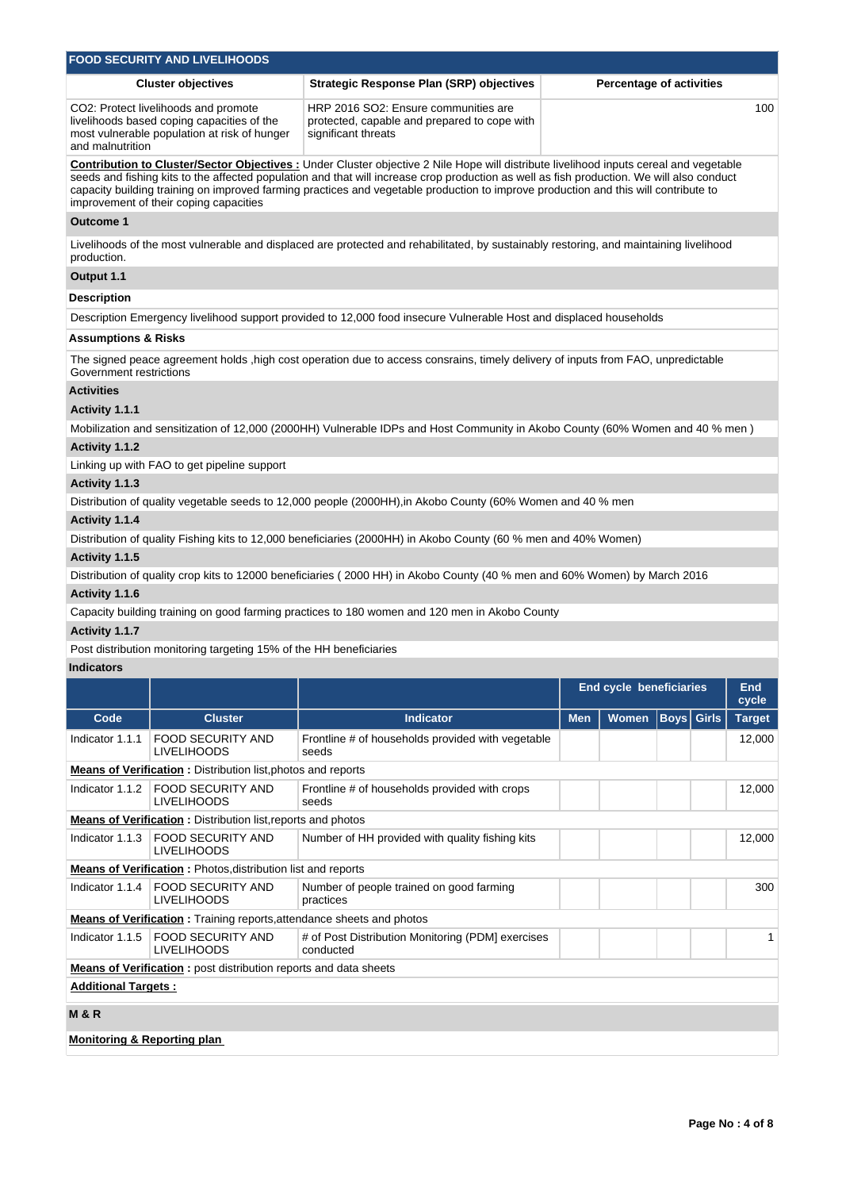## FOOD SECURITY AND LIVELIHOODS

| Cluster objectives | Strategic Response Plan (SRP) objectives | Percentage of activities |
|---|---|---|
| CO2: Protect livelihoods and promote livelihoods based coping capacities of the most vulnerable population at risk of hunger and malnutrition | HRP 2016 SO2: Ensure communities are protected, capable and prepared to cope with significant threats | 100 |

**Contribution to Cluster/Sector Objectives :** Under Cluster objective 2 Nile Hope will distribute livelihood inputs cereal and vegetable seeds and fishing kits to the affected population and that will increase crop production as well as fish production. We will also conduct capacity building training on improved farming practices and vegetable production to improve production and this will contribute to improvement of their coping capacities

**Outcome 1**

Livelihoods of the most vulnerable and displaced are protected and rehabilitated, by sustainably restoring, and maintaining livelihood production.

**Output 1.1**

**Description**

Description Emergency livelihood support provided to 12,000 food insecure Vulnerable Host and displaced households

**Assumptions & Risks**

The signed peace agreement holds ,high cost operation due to access consrains, timely delivery of inputs from FAO, unpredictable Government restrictions

**Activities**

**Activity 1.1.1**

Mobilization and sensitization of 12,000 (2000HH) Vulnerable IDPs and Host Community in Akobo County (60% Women and 40 % men )

**Activity 1.1.2**

Linking up with FAO to get pipeline support

**Activity 1.1.3**

Distribution of quality vegetable seeds to 12,000 people (2000HH),in Akobo County (60% Women and 40 % men

**Activity 1.1.4**

Distribution of quality Fishing kits to 12,000 beneficiaries (2000HH) in Akobo County (60 % men and 40% Women)

**Activity 1.1.5**

Distribution of quality crop kits to 12000 beneficiaries ( 2000 HH) in Akobo County (40 % men and 60% Women) by March 2016

**Activity 1.1.6**

Capacity building training on good farming practices to 180 women and 120 men in Akobo County

**Activity 1.1.7**

Post distribution monitoring targeting 15% of the HH beneficiaries

**Indicators**

| | | | End cycle beneficiaries | | | | End cycle |
|---|---|---|---|---|---|---|---|
| Code | Cluster | Indicator | Men | Women | Boys | Girls | Target |
| Indicator 1.1.1 | FOOD SECURITY AND LIVELIHOODS | Frontline # of households provided with vegetable seeds | | | | | 12,000 |
| **Means of Verification :** Distribution list,photos and reports | | | | | | | |
| Indicator 1.1.2 | FOOD SECURITY AND LIVELIHOODS | Frontline # of households provided with crops seeds | | | | | 12,000 |
| **Means of Verification :** Distribution list,reports and photos | | | | | | | |
| Indicator 1.1.3 | FOOD SECURITY AND LIVELIHOODS | Number of HH provided with quality fishing kits | | | | | 12,000 |
| **Means of Verification :** Photos,distribution list and reports | | | | | | | |
| Indicator 1.1.4 | FOOD SECURITY AND LIVELIHOODS | Number of people trained on good farming practices | | | | | 300 |
| **Means of Verification :** Training reports,attendance sheets and photos | | | | | | | |
| Indicator 1.1.5 | FOOD SECURITY AND LIVELIHOODS | # of Post Distribution Monitoring (PDM] exercises conducted | | | | | 1 |
| **Means of Verification :** post distribution reports and data sheets | | | | | | | |

**Additional Targets :**

**M & R**

**Monitoring & Reporting plan**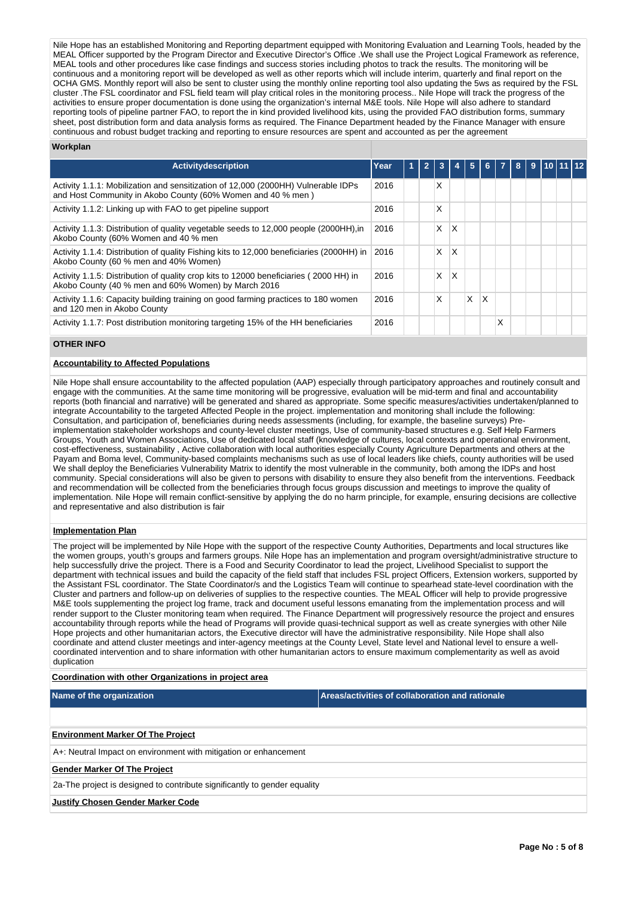Nile Hope has an established Monitoring and Reporting department equipped with Monitoring Evaluation and Learning Tools, headed by the MEAL Officer supported by the Program Director and Executive Director's Office .We shall use the Project Logical Framework as reference, MEAL tools and other procedures like case findings and success stories including photos to track the results. The monitoring will be continuous and a monitoring report will be developed as well as other reports which will include interim, quarterly and final report on the OCHA GMS. Monthly report will also be sent to cluster using the monthly online reporting tool also updating the 5ws as required by the FSL cluster .The FSL coordinator and FSL field team will play critical roles in the monitoring process.. Nile Hope will track the progress of the activities to ensure proper documentation is done using the organization's internal M&E tools. Nile Hope will also adhere to standard reporting tools of pipeline partner FAO, to report the in kind provided livelihood kits, using the provided FAO distribution forms, summary sheet, post distribution form and data analysis forms as required. The Finance Department headed by the Finance Manager with ensure continuous and robust budget tracking and reporting to ensure resources are spent and accounted as per the agreement

**Workplan**

| Activitydescription | Year | 1 | 2 | 3 | 4 | 5 | 6 | 7 | 8 | 9 | 10 | 11 | 12 |
|---|---|---|---|---|---|---|---|---|---|---|---|---|---|
| Activity 1.1.1: Mobilization and sensitization of 12,000 (2000HH) Vulnerable IDPs and Host Community in Akobo County (60% Women and 40 % men ) | 2016 | | | X | | | | | | | | | |
| Activity 1.1.2: Linking up with FAO to get pipeline support | 2016 | | | X | | | | | | | | | |
| Activity 1.1.3: Distribution of quality vegetable seeds to 12,000 people (2000HH),in Akobo County (60% Women and 40 % men | 2016 | | | X | X | | | | | | | | |
| Activity 1.1.4: Distribution of quality Fishing kits to 12,000 beneficiaries (2000HH) in Akobo County (60 % men and 40% Women) | 2016 | | | X | X | | | | | | | | |
| Activity 1.1.5: Distribution of quality crop kits to 12000 beneficiaries ( 2000 HH) in Akobo County (40 % men and 60% Women) by March 2016 | 2016 | | | X | X | | | | | | | | |
| Activity 1.1.6: Capacity building training on good farming practices to 180 women and 120 men in Akobo County | 2016 | | | X | | X | X | | | | | | |
| Activity 1.1.7: Post distribution monitoring targeting 15% of the HH beneficiaries | 2016 | | | | | | | X | | | | | |

## OTHER INFO

**Accountability to Affected Populations**

Nile Hope shall ensure accountability to the affected population (AAP) especially through participatory approaches and routinely consult and engage with the communities. At the same time monitoring will be progressive, evaluation will be mid-term and final and accountability reports (both financial and narrative) will be generated and shared as appropriate. Some specific measures/activities undertaken/planned to integrate Accountability to the targeted Affected People in the project. implementation and monitoring shall include the following: Consultation, and participation of, beneficiaries during needs assessments (including, for example, the baseline surveys) Pre-implementation stakeholder workshops and county-level cluster meetings, Use of community-based structures e.g. Self Help Farmers Groups, Youth and Women Associations, Use of dedicated local staff (knowledge of cultures, local contexts and operational environment, cost-effectiveness, sustainability , Active collaboration with local authorities especially County Agriculture Departments and others at the Payam and Boma level, Community-based complaints mechanisms such as use of local leaders like chiefs, county authorities will be used We shall deploy the Beneficiaries Vulnerability Matrix to identify the most vulnerable in the community, both among the IDPs and host community. Special considerations will also be given to persons with disability to ensure they also benefit from the interventions. Feedback and recommendation will be collected from the beneficiaries through focus groups discussion and meetings to improve the quality of implementation. Nile Hope will remain conflict-sensitive by applying the do no harm principle, for example, ensuring decisions are collective and representative and also distribution is fair

**Implementation Plan**

The project will be implemented by Nile Hope with the support of the respective County Authorities, Departments and local structures like the women groups, youth's groups and farmers groups. Nile Hope has an implementation and program oversight/administrative structure to help successfully drive the project. There is a Food and Security Coordinator to lead the project, Livelihood Specialist to support the department with technical issues and build the capacity of the field staff that includes FSL project Officers, Extension workers, supported by the Assistant FSL coordinator. The State Coordinator/s and the Logistics Team will continue to spearhead state-level coordination with the Cluster and partners and follow-up on deliveries of supplies to the respective counties. The MEAL Officer will help to provide progressive M&E tools supplementing the project log frame, track and document useful lessons emanating from the implementation process and will render support to the Cluster monitoring team when required. The Finance Department will progressively resource the project and ensures accountability through reports while the head of Programs will provide quasi-technical support as well as create synergies with other Nile Hope projects and other humanitarian actors, the Executive director will have the administrative responsibility. Nile Hope shall also coordinate and attend cluster meetings and inter-agency meetings at the County Level, State level and National level to ensure a well-coordinated intervention and to share information with other humanitarian actors to ensure maximum complementarity as well as avoid duplication

**Coordination with other Organizations in project area**

| Name of the organization | Areas/activities of collaboration and rationale |
|---|---|
| | |

**Environment Marker Of The Project**

A+: Neutral Impact on environment with mitigation or enhancement

**Gender Marker Of The Project**

2a-The project is designed to contribute significantly to gender equality

**Justify Chosen Gender Marker Code**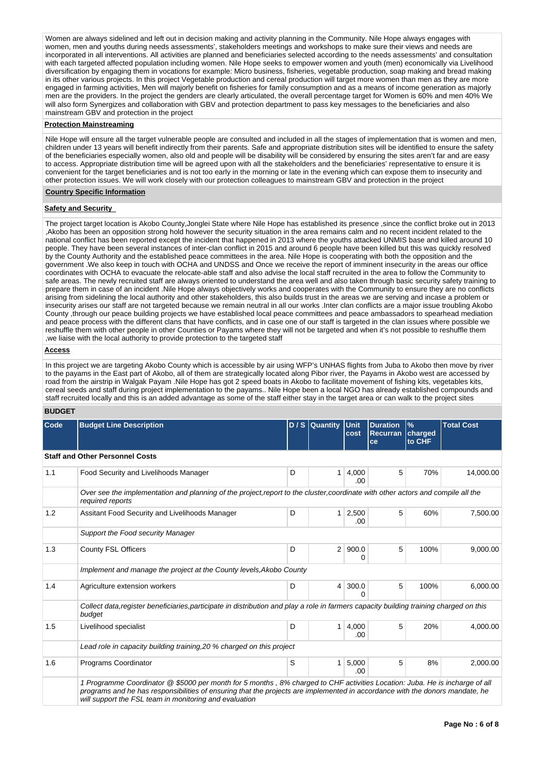Women are always sidelined and left out in decision making and activity planning in the Community. Nile Hope always engages with women, men and youths during needs assessments', stakeholders meetings and workshops to make sure their views and needs are incorporated in all interventions. All activities are planned and beneficiaries selected according to the needs assessments' and consultation with each targeted affected population including women. Nile Hope seeks to empower women and youth (men) economically via Livelihood diversification by engaging them in vocations for example: Micro business, fisheries, vegetable production, soap making and bread making in its other various projects. In this project Vegetable production and cereal production will target more women than men as they are more engaged in farming activities, Men will majorly benefit on fisheries for family consumption and as a means of income generation as majorly men are the providers. In the project the genders are clearly articulated, the overall percentage target for Women is 60% and men 40% We will also form Synergizes and collaboration with GBV and protection department to pass key messages to the beneficiaries and also mainstream GBV and protection in the project

**Protection Mainstreaming**

Nile Hope will ensure all the target vulnerable people are consulted and included in all the stages of implementation that is women and men, children under 13 years will benefit indirectly from their parents. Safe and appropriate distribution sites will be identified to ensure the safety of the beneficiaries especially women, also old and people will be disability will be considered by ensuring the sites aren't far and are easy to access. Appropriate distribution time will be agreed upon with all the stakeholders and the beneficiaries' representative to ensure it is convenient for the target beneficiaries and is not too early in the morning or late in the evening which can expose them to insecurity and other protection issues. We will work closely with our protection colleagues to mainstream GBV and protection in the project

**Country Specific Information**

**Safety and Security**

The project target location is Akobo County,Jonglei State where Nile Hope has established its presence ,since the conflict broke out in 2013 ,Akobo has been an opposition strong hold however the security situation in the area remains calm and no recent incident related to the national conflict has been reported except the incident that happened in 2013 where the youths attacked UNMIS base and killed around 10 people. They have been several instances of inter-clan conflict in 2015 and around 6 people have been killed but this was quickly resolved by the County Authority and the established peace committees in the area. Nile Hope is cooperating with both the opposition and the government .We also keep in touch with OCHA and UNDSS and Once we receive the report of imminent insecurity in the areas our office coordinates with OCHA to evacuate the relocate-able staff and also advise the local staff recruited in the area to follow the Community to safe areas. The newly recruited staff are always oriented to understand the area well and also taken through basic security safety training to prepare them in case of an incident .Nile Hope always objectively works and cooperates with the Community to ensure they are no conflicts arising from sidelining the local authority and other stakeholders, this also builds trust in the areas we are serving and incase a problem or insecurity arises our staff are not targeted because we remain neutral in all our works .Inter clan conflicts are a major issue troubling Akobo County ,through our peace building projects we have established local peace committees and peace ambassadors to spearhead mediation and peace process with the different clans that have conflicts, and in case one of our staff is targeted in the clan issues where possible we reshuffle them with other people in other Counties or Payams where they will not be targeted and when it's not possible to reshuffle them ,we liaise with the local authority to provide protection to the targeted staff

**Access**

In this project we are targeting Akobo County which is accessible by air using WFP's UNHAS flights from Juba to Akobo then move by river to the payams in the East part of Akobo, all of them are strategically located along Pibor river, the Payams in Akobo west are accessed by road from the airstrip in Walgak Payam .Nile Hope has got 2 speed boats in Akobo to facilitate movement of fishing kits, vegetables kits, cereal seeds and staff during project implementation to the payams.. Nile Hope been a local NGO has already established compounds and staff recruited locally and this is an added advantage as some of the staff either stay in the target area or can walk to the project sites

## BUDGET

| Code | Budget Line Description | D / S | Quantity | Unit cost | Duration Recurrance | % charged to CHF | Total Cost |
|---|---|---|---|---|---|---|---|
| **Staff and Other Personnel Costs** | | | | | | | |
| 1.1 | Food Security and Livelihoods Manager | D | 1 | 4,000.00 | 5 | 70% | 14,000.00 |
| | *Over see the implementation and planning of the project,report to the cluster,coordinate with other actors and compile all the required reports* | | | | | | |
| 1.2 | Assitant Food Security and Livelihoods Manager | D | 1 | 2,500.00 | 5 | 60% | 7,500.00 |
| | *Support the Food security Manager* | | | | | | |
| 1.3 | County FSL Officers | D | 2 | 900.00 | 5 | 100% | 9,000.00 |
| | *Implement and manage the project at the County levels,Akobo County* | | | | | | |
| 1.4 | Agriculture extension workers | D | 4 | 300.00 | 5 | 100% | 6,000.00 |
| | *Collect data,register beneficiaries,participate in distribution and play a role in farmers capacity building training charged on this budget* | | | | | | |
| 1.5 | Livelihood specialist | D | 1 | 4,000.00 | 5 | 20% | 4,000.00 |
| | *Lead role in capacity building training,20 % charged on this project* | | | | | | |
| 1.6 | Programs Coordinator | S | 1 | 5,000.00 | 5 | 8% | 2,000.00 |
| | *1 Programme Coordinator @ $5000 per month for 5 months , 8% charged to CHF activities Location: Juba. He is incharge of all programs and he has responsibilities of ensuring that the projects are implemented in accordance with the donors mandate, he will support the FSL team in monitoring and evaluation* | | | | | | |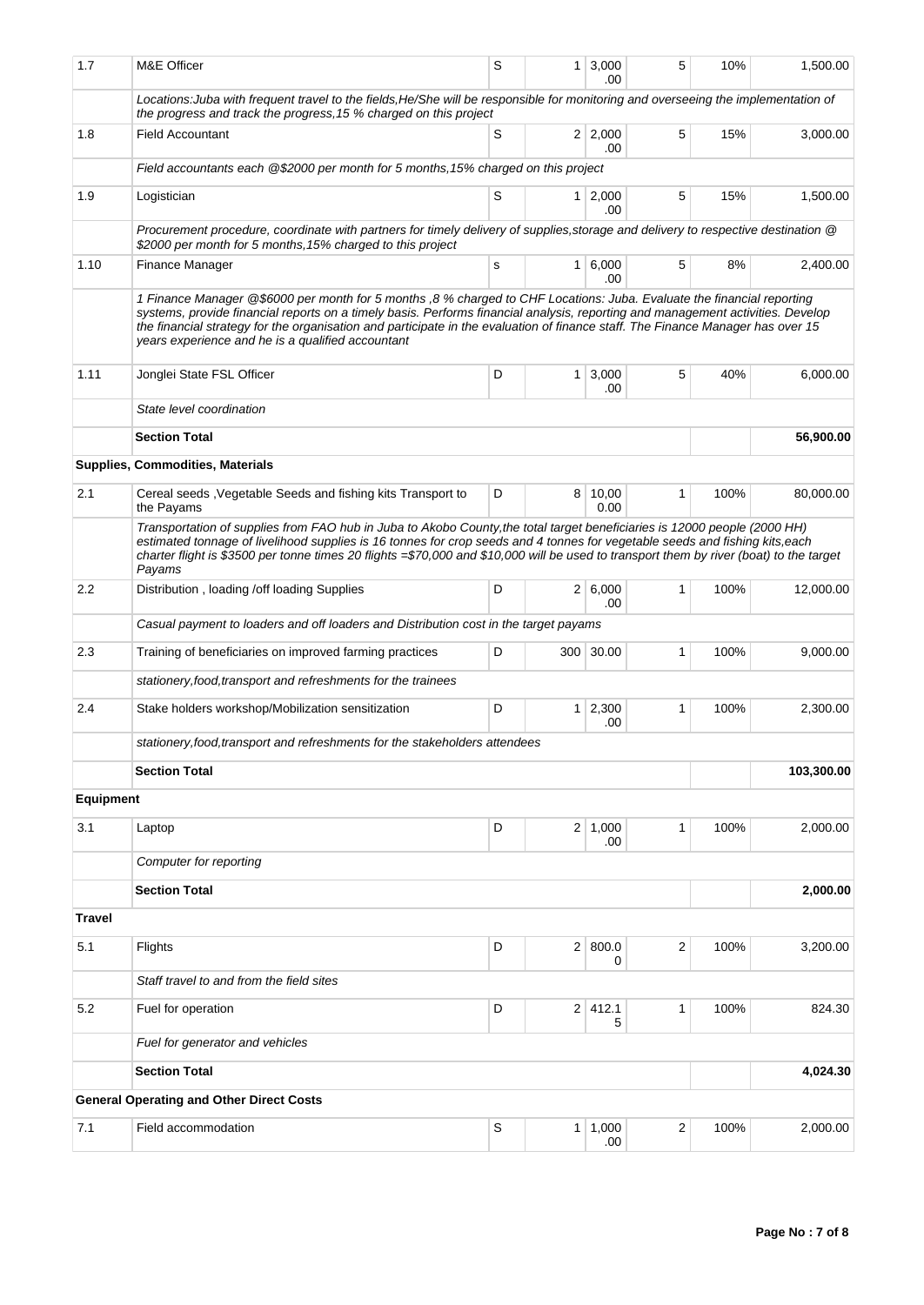| | | | | | | | |
|---|---|---|---|---|---|---|---|
| 1.7 | M&E Officer | S | 1 | 3,000.00 | 5 | 10% | 1,500.00 |
| | *Locations:Juba with frequent travel to the fields,He/She will be responsible for monitoring and overseeing the implementation of the progress and track the progress,15 % charged on this project* | | | | | | |
| 1.8 | Field Accountant | S | 2 | 2,000.00 | 5 | 15% | 3,000.00 |
| | *Field accountants each @$2000 per month for 5 months,15% charged on this project* | | | | | | |
| 1.9 | Logistician | S | 1 | 2,000.00 | 5 | 15% | 1,500.00 |
| | *Procurement procedure, coordinate with partners for timely delivery of supplies,storage and delivery to respective destination @ $2000 per month for 5 months,15% charged to this project* | | | | | | |
| 1.10 | Finance Manager | s | 1 | 6,000.00 | 5 | 8% | 2,400.00 |
| | *1 Finance Manager @$6000 per month for 5 months ,8 % charged to CHF Locations: Juba. Evaluate the financial reporting systems, provide financial reports on a timely basis. Performs financial analysis, reporting and management activities. Develop the financial strategy for the organisation and participate in the evaluation of finance staff. The Finance Manager has over 15 years experience and he is a qualified accountant* | | | | | | |
| 1.11 | Jonglei State FSL Officer | D | 1 | 3,000.00 | 5 | 40% | 6,000.00 |
| | *State level coordination* | | | | | | |
| | **Section Total** | | | | | | **56,900.00** |
| **Supplies, Commodities, Materials** | | | | | | | |
| 2.1 | Cereal seeds ,Vegetable Seeds and fishing kits Transport to the Payams | D | 8 | 10,000.00 | 1 | 100% | 80,000.00 |
| | *Transportation of supplies from FAO hub in Juba to Akobo County,the total target beneficiaries is 12000 people (2000 HH) estimated tonnage of livelihood supplies is 16 tonnes for crop seeds and 4 tonnes for vegetable seeds and fishing kits,each charter flight is $3500 per tonne times 20 flights =$70,000 and $10,000 will be used to transport them by river (boat) to the target Payams* | | | | | | |
| 2.2 | Distribution , loading /off loading Supplies | D | 2 | 6,000.00 | 1 | 100% | 12,000.00 |
| | *Casual payment to loaders and off loaders and Distribution cost in the target payams* | | | | | | |
| 2.3 | Training of beneficiaries on improved farming practices | D | 300 | 30.00 | 1 | 100% | 9,000.00 |
| | *stationery,food,transport and refreshments for the trainees* | | | | | | |
| 2.4 | Stake holders workshop/Mobilization sensitization | D | 1 | 2,300.00 | 1 | 100% | 2,300.00 |
| | *stationery,food,transport and refreshments for the stakeholders attendees* | | | | | | |
| | **Section Total** | | | | | | **103,300.00** |
| **Equipment** | | | | | | | |
| 3.1 | Laptop | D | 2 | 1,000.00 | 1 | 100% | 2,000.00 |
| | *Computer for reporting* | | | | | | |
| | **Section Total** | | | | | | **2,000.00** |
| **Travel** | | | | | | | |
| 5.1 | Flights | D | 2 | 800.00 | 2 | 100% | 3,200.00 |
| | *Staff travel to and from the field sites* | | | | | | |
| 5.2 | Fuel for operation | D | 2 | 412.15 | 1 | 100% | 824.30 |
| | *Fuel for generator and vehicles* | | | | | | |
| | **Section Total** | | | | | | **4,024.30** |
| **General Operating and Other Direct Costs** | | | | | | | |
| 7.1 | Field accommodation | S | 1 | 1,000.00 | 2 | 100% | 2,000.00 |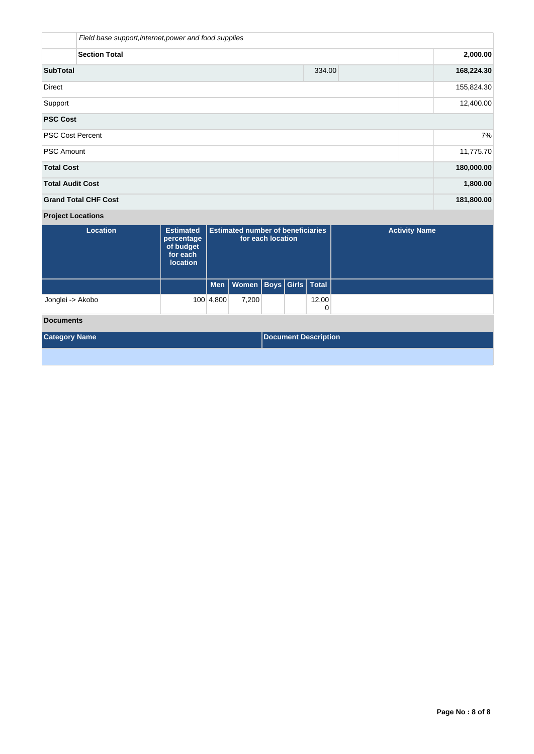| | | | | |
|---|---|---|---|---|
| | *Field base support,internet,power and food supplies* | | | |
| | **Section Total** | | | **2,000.00** |
| **SubTotal** | | 334.00 | | **168,224.30** |
| Direct | | | | 155,824.30 |
| Support | | | | 12,400.00 |
| **PSC Cost** | | | | |
| PSC Cost Percent | | | | 7% |
| PSC Amount | | | | 11,775.70 |
| **Total Cost** | | | | **180,000.00** |
| **Total Audit Cost** | | | | **1,800.00** |
| **Grand Total CHF Cost** | | | | **181,800.00** |

**Project Locations**

| Location | Estimated percentage of budget for each location | Estimated number of beneficiaries for each location | | | | | Activity Name |
|---|---|---|---|---|---|---|---|
| | | Men | Women | Boys | Girls | Total | |
| Jonglei -> Akobo | 100 | 4,800 | 7,200 | | | 12,000 | |

**Documents**

| Category Name | Document Description |
|---|---|
| | |